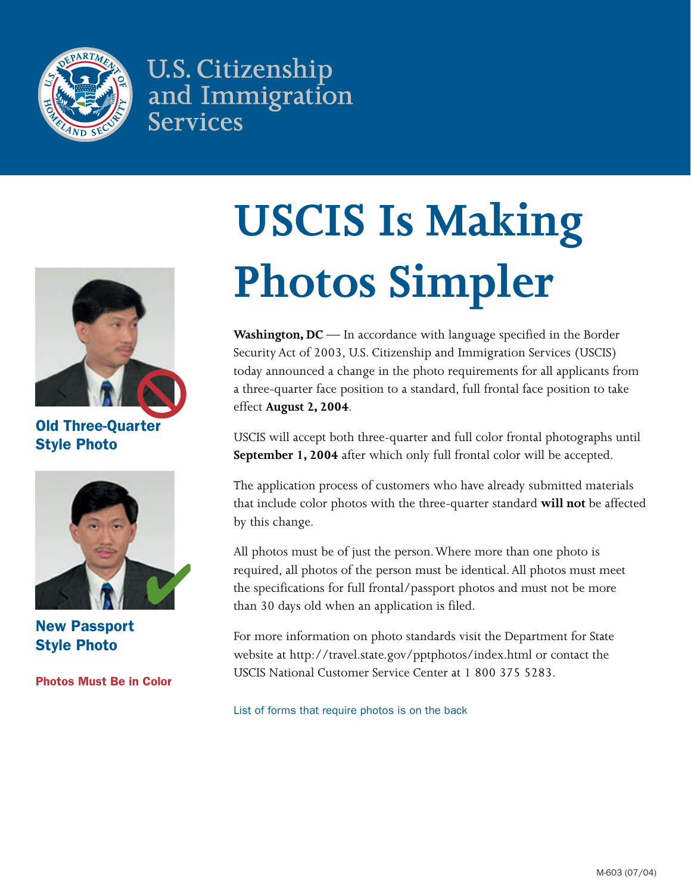U.S. Citizenship and Immigration Services

# USCIS Is Making Photos Simpler

**Old Three-Quarter Style Photo**

**New Passport Style Photo**

**Photos Must Be in Color**

**Washington, DC** — In accordance with language specified in the Border Security Act of 2003, U.S. Citizenship and Immigration Services (USCIS) today announced a change in the photo requirements for all applicants from a three-quarter face position to a standard, full frontal face position to take effect **August 2, 2004**.

USCIS will accept both three-quarter and full color frontal photographs until **September 1, 2004** after which only full frontal color will be accepted.

The application process of customers who have already submitted materials that include color photos with the three-quarter standard **will not** be affected by this change.

All photos must be of just the person. Where more than one photo is required, all photos of the person must be identical. All photos must meet the specifications for full frontal/passport photos and must not be more than 30 days old when an application is filed.

For more information on photo standards visit the Department for State website at http://travel.state.gov/pptphotos/index.html or contact the USCIS National Customer Service Center at 1 800 375 5283.

List of forms that require photos is on the back

M-603 (07/04)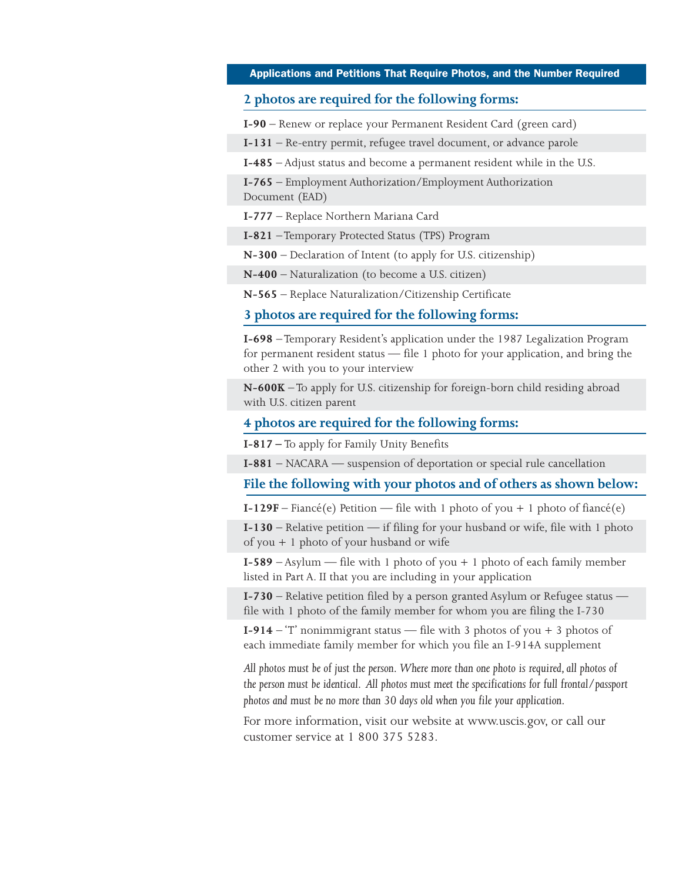## Applications and Petitions That Require Photos, and the Number Required

### 2 photos are required for the following forms:

**I-90** – Renew or replace your Permanent Resident Card (green card)

**I-131** – Re-entry permit, refugee travel document, or advance parole

**I-485** – Adjust status and become a permanent resident while in the U.S.

**I-765** – Employment Authorization/Employment Authorization Document (EAD)

**I-777** – Replace Northern Mariana Card

**I-821** –Temporary Protected Status (TPS) Program

**N-300** – Declaration of Intent (to apply for U.S. citizenship)

**N-400** – Naturalization (to become a U.S. citizen)

**N-565** – Replace Naturalization/Citizenship Certificate

### 3 photos are required for the following forms:

**I-698** –Temporary Resident's application under the 1987 Legalization Program for permanent resident status — file 1 photo for your application, and bring the other 2 with you to your interview

**N-600K** –To apply for U.S. citizenship for foreign-born child residing abroad with U.S. citizen parent

### 4 photos are required for the following forms:

**I-817 –** To apply for Family Unity Benefits

**I-881** – NACARA — suspension of deportation or special rule cancellation

### File the following with your photos and of others as shown below:

**I-129F** – Fiancé(e) Petition — file with 1 photo of you + 1 photo of fiancé(e)

**I-130** – Relative petition — if filing for your husband or wife, file with 1 photo of you + 1 photo of your husband or wife

**I-589** –Asylum — file with 1 photo of you + 1 photo of each family member listed in Part A. II that you are including in your application

**I-730** – Relative petition filed by a person granted Asylum or Refugee status — file with 1 photo of the family member for whom you are filing the I-730

**I-914** – 'T' nonimmigrant status — file with 3 photos of you + 3 photos of each immediate family member for which you file an I-914A supplement

*All photos must be of just the person. Where more than one photo is required, all photos of the person must be identical. All photos must meet the specifications for full frontal/passport photos and must be no more than 30 days old when you file your application.*

For more information, visit our website at www.uscis.gov, or call our customer service at 1 800 375 5283.